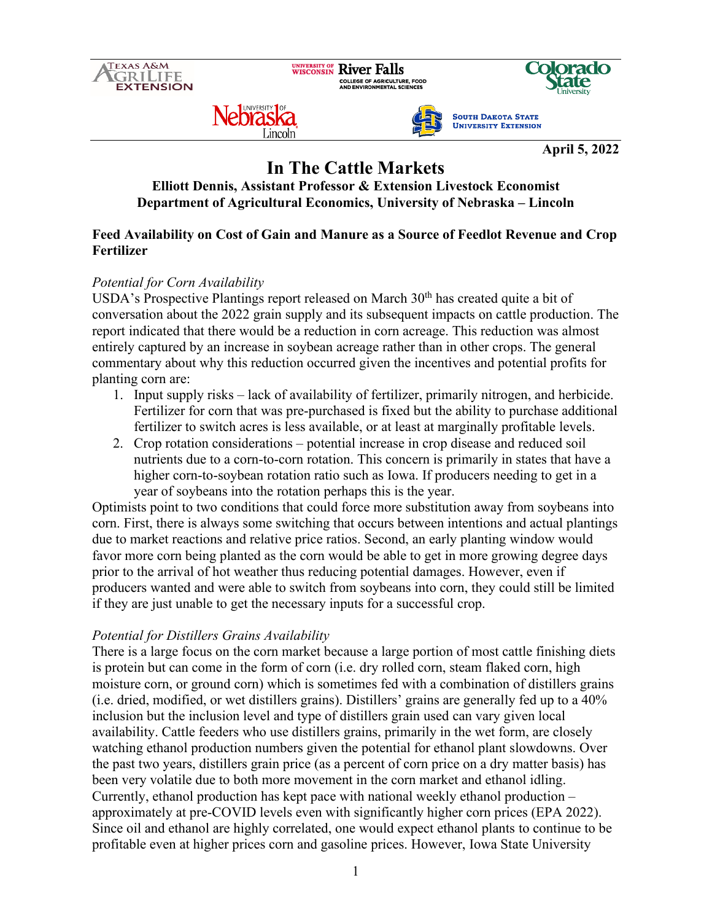April 5, 2022

# In The Cattle Markets

**Elliott Dennis, Assistant Professor & Extension Livestock Economist**
**Department of Agricultural Economics, University of Nebraska – Lincoln**

## Feed Availability on Cost of Gain and Manure as a Source of Feedlot Revenue and Crop Fertilizer

### *Potential for Corn Availability*

USDA's Prospective Plantings report released on March 30th has created quite a bit of conversation about the 2022 grain supply and its subsequent impacts on cattle production. The report indicated that there would be a reduction in corn acreage. This reduction was almost entirely captured by an increase in soybean acreage rather than in other crops. The general commentary about why this reduction occurred given the incentives and potential profits for planting corn are:

1. Input supply risks – lack of availability of fertilizer, primarily nitrogen, and herbicide. Fertilizer for corn that was pre-purchased is fixed but the ability to purchase additional fertilizer to switch acres is less available, or at least at marginally profitable levels.
2. Crop rotation considerations – potential increase in crop disease and reduced soil nutrients due to a corn-to-corn rotation. This concern is primarily in states that have a higher corn-to-soybean rotation ratio such as Iowa. If producers needing to get in a year of soybeans into the rotation perhaps this is the year.

Optimists point to two conditions that could force more substitution away from soybeans into corn. First, there is always some switching that occurs between intentions and actual plantings due to market reactions and relative price ratios. Second, an early planting window would favor more corn being planted as the corn would be able to get in more growing degree days prior to the arrival of hot weather thus reducing potential damages. However, even if producers wanted and were able to switch from soybeans into corn, they could still be limited if they are just unable to get the necessary inputs for a successful crop.

### *Potential for Distillers Grains Availability*

There is a large focus on the corn market because a large portion of most cattle finishing diets is protein but can come in the form of corn (i.e. dry rolled corn, steam flaked corn, high moisture corn, or ground corn) which is sometimes fed with a combination of distillers grains (i.e. dried, modified, or wet distillers grains). Distillers' grains are generally fed up to a 40% inclusion but the inclusion level and type of distillers grain used can vary given local availability. Cattle feeders who use distillers grains, primarily in the wet form, are closely watching ethanol production numbers given the potential for ethanol plant slowdowns. Over the past two years, distillers grain price (as a percent of corn price on a dry matter basis) has been very volatile due to both more movement in the corn market and ethanol idling. Currently, ethanol production has kept pace with national weekly ethanol production – approximately at pre-COVID levels even with significantly higher corn prices (EPA 2022). Since oil and ethanol are highly correlated, one would expect ethanol plants to continue to be profitable even at higher prices corn and gasoline prices. However, Iowa State University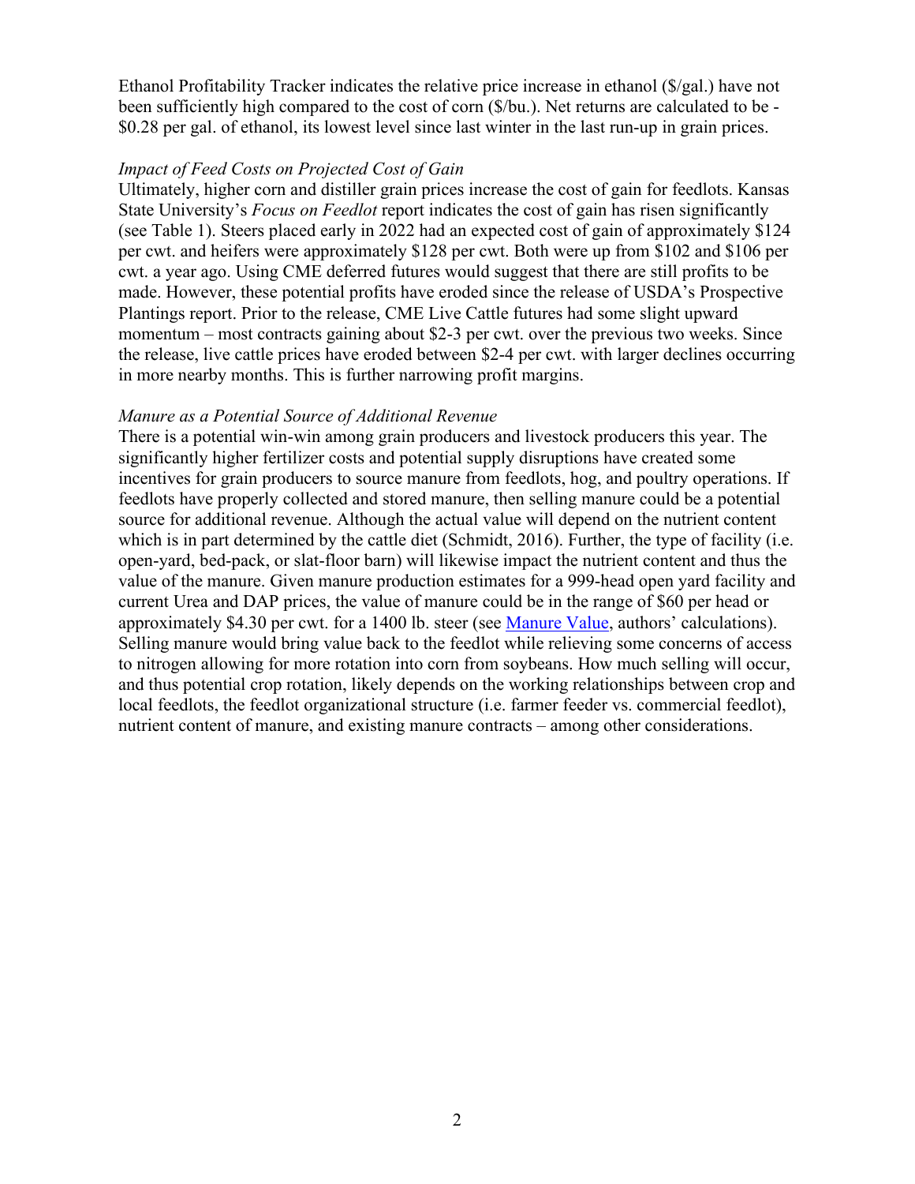Ethanol Profitability Tracker indicates the relative price increase in ethanol ($/gal.) have not been sufficiently high compared to the cost of corn ($/bu.). Net returns are calculated to be -$0.28 per gal. of ethanol, its lowest level since last winter in the last run-up in grain prices.

*Impact of Feed Costs on Projected Cost of Gain*

Ultimately, higher corn and distiller grain prices increase the cost of gain for feedlots. Kansas State University's *Focus on Feedlot* report indicates the cost of gain has risen significantly (see Table 1). Steers placed early in 2022 had an expected cost of gain of approximately $124 per cwt. and heifers were approximately $128 per cwt. Both were up from $102 and $106 per cwt. a year ago. Using CME deferred futures would suggest that there are still profits to be made. However, these potential profits have eroded since the release of USDA's Prospective Plantings report. Prior to the release, CME Live Cattle futures had some slight upward momentum – most contracts gaining about $2-3 per cwt. over the previous two weeks. Since the release, live cattle prices have eroded between $2-4 per cwt. with larger declines occurring in more nearby months. This is further narrowing profit margins.

*Manure as a Potential Source of Additional Revenue*

There is a potential win-win among grain producers and livestock producers this year. The significantly higher fertilizer costs and potential supply disruptions have created some incentives for grain producers to source manure from feedlots, hog, and poultry operations. If feedlots have properly collected and stored manure, then selling manure could be a potential source for additional revenue. Although the actual value will depend on the nutrient content which is in part determined by the cattle diet (Schmidt, 2016). Further, the type of facility (i.e. open-yard, bed-pack, or slat-floor barn) will likewise impact the nutrient content and thus the value of the manure. Given manure production estimates for a 999-head open yard facility and current Urea and DAP prices, the value of manure could be in the range of $60 per head or approximately $4.30 per cwt. for a 1400 lb. steer (see Manure Value, authors' calculations). Selling manure would bring value back to the feedlot while relieving some concerns of access to nitrogen allowing for more rotation into corn from soybeans. How much selling will occur, and thus potential crop rotation, likely depends on the working relationships between crop and local feedlots, the feedlot organizational structure (i.e. farmer feeder vs. commercial feedlot), nutrient content of manure, and existing manure contracts – among other considerations.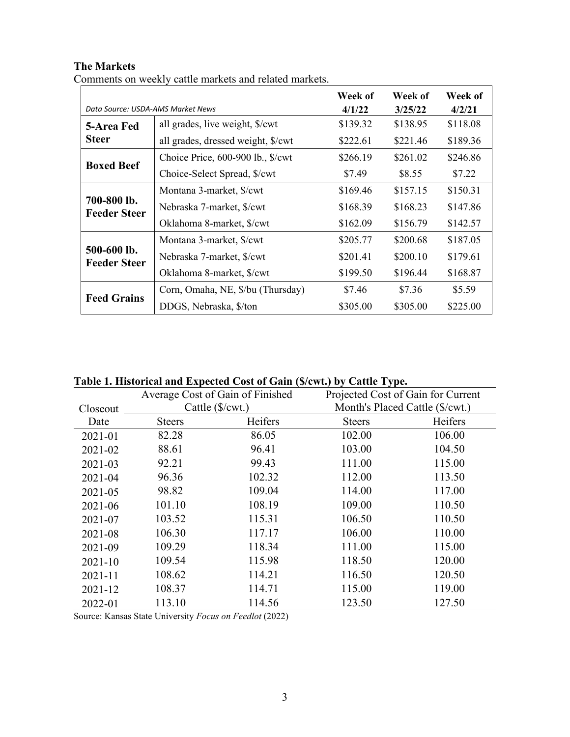**The Markets**

Comments on weekly cattle markets and related markets.

| *Data Source: USDA-AMS Market News* | | **Week of 4/1/22** | **Week of 3/25/22** | **Week of 4/2/21** |
|---|---|---|---|---|
| **5-Area Fed Steer** | all grades, live weight, $/cwt | $139.32 | $138.95 | $118.08 |
| | all grades, dressed weight, $/cwt | $222.61 | $221.46 | $189.36 |
| **Boxed Beef** | Choice Price, 600-900 lb., $/cwt | $266.19 | $261.02 | $246.86 |
| | Choice-Select Spread, $/cwt | $7.49 | $8.55 | $7.22 |
| **700-800 lb. Feeder Steer** | Montana 3-market, $/cwt | $169.46 | $157.15 | $150.31 |
| | Nebraska 7-market, $/cwt | $168.39 | $168.23 | $147.86 |
| | Oklahoma 8-market, $/cwt | $162.09 | $156.79 | $142.57 |
| **500-600 lb. Feeder Steer** | Montana 3-market, $/cwt | $205.77 | $200.68 | $187.05 |
| | Nebraska 7-market, $/cwt | $201.41 | $200.10 | $179.61 |
| | Oklahoma 8-market, $/cwt | $199.50 | $196.44 | $168.87 |
| **Feed Grains** | Corn, Omaha, NE, $/bu (Thursday) | $7.46 | $7.36 | $5.59 |
| | DDGS, Nebraska, $/ton | $305.00 | $305.00 | $225.00 |

**Table 1. Historical and Expected Cost of Gain ($/cwt.) by Cattle Type.**

| Closeout | Average Cost of Gain of Finished Cattle ($/cwt.) | | Projected Cost of Gain for Current Month's Placed Cattle ($/cwt.) | |
|---|---|---|---|---|
| Date | Steers | Heifers | Steers | Heifers |
| 2021-01 | 82.28 | 86.05 | 102.00 | 106.00 |
| 2021-02 | 88.61 | 96.41 | 103.00 | 104.50 |
| 2021-03 | 92.21 | 99.43 | 111.00 | 115.00 |
| 2021-04 | 96.36 | 102.32 | 112.00 | 113.50 |
| 2021-05 | 98.82 | 109.04 | 114.00 | 117.00 |
| 2021-06 | 101.10 | 108.19 | 109.00 | 110.50 |
| 2021-07 | 103.52 | 115.31 | 106.50 | 110.50 |
| 2021-08 | 106.30 | 117.17 | 106.00 | 110.00 |
| 2021-09 | 109.29 | 118.34 | 111.00 | 115.00 |
| 2021-10 | 109.54 | 115.98 | 118.50 | 120.00 |
| 2021-11 | 108.62 | 114.21 | 116.50 | 120.50 |
| 2021-12 | 108.37 | 114.71 | 115.00 | 119.00 |
| 2022-01 | 113.10 | 114.56 | 123.50 | 127.50 |

Source: Kansas State University *Focus on Feedlot* (2022)